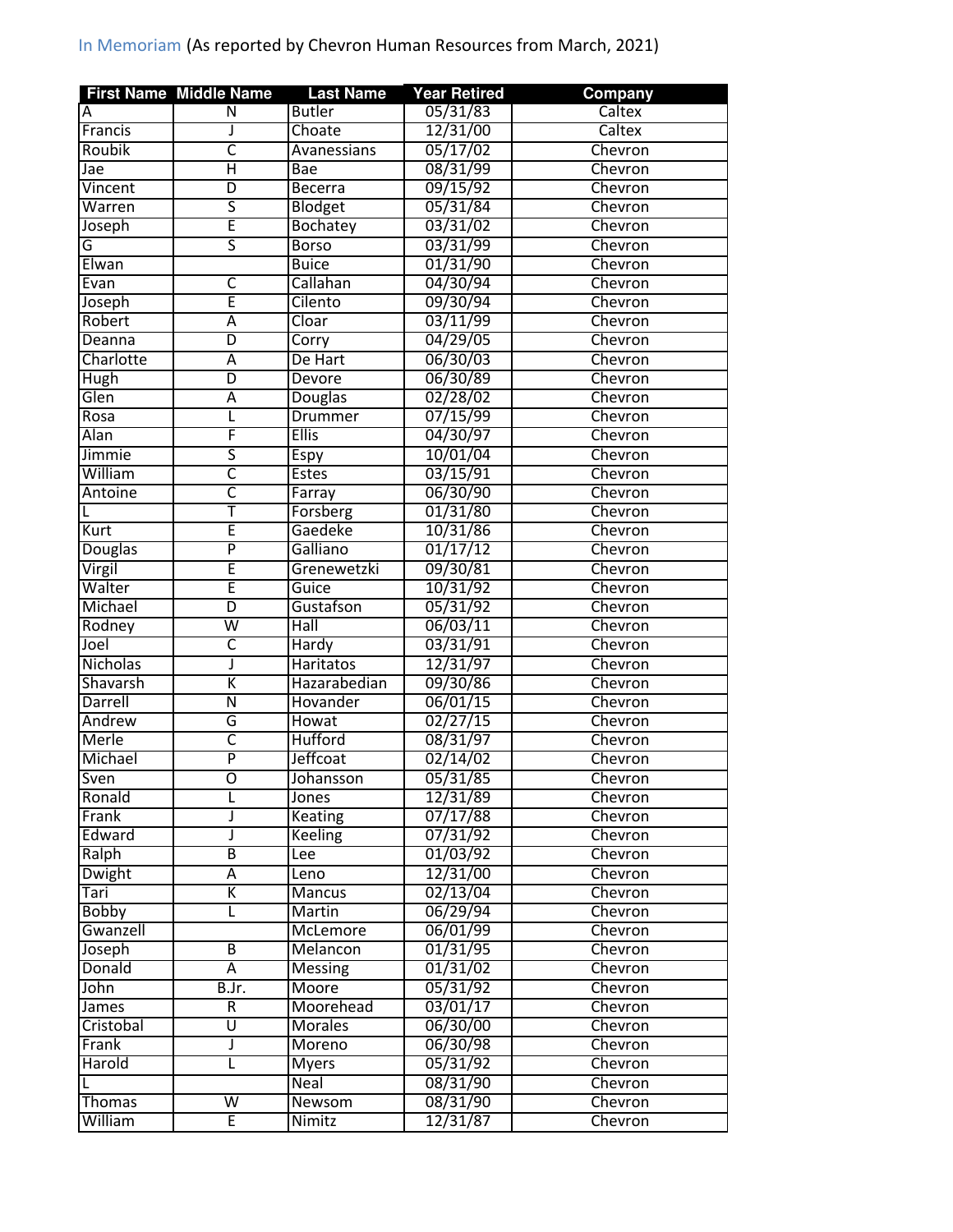In Memoriam (As reported by Chevron Human Resources from March, 2021)

| First Name | Middle Name | Last Name | Year Retired | Company |
|---|---|---|---|---|
| A | N | Butler | 05/31/83 | Caltex |
| Francis | J | Choate | 12/31/00 | Caltex |
| Roubik | C | Avanessians | 05/17/02 | Chevron |
| Jae | H | Bae | 08/31/99 | Chevron |
| Vincent | D | Becerra | 09/15/92 | Chevron |
| Warren | S | Blodget | 05/31/84 | Chevron |
| Joseph | E | Bochatey | 03/31/02 | Chevron |
| G | S | Borso | 03/31/99 | Chevron |
| Elwan | | Buice | 01/31/90 | Chevron |
| Evan | C | Callahan | 04/30/94 | Chevron |
| Joseph | E | Cilento | 09/30/94 | Chevron |
| Robert | A | Cloar | 03/11/99 | Chevron |
| Deanna | D | Corry | 04/29/05 | Chevron |
| Charlotte | A | De Hart | 06/30/03 | Chevron |
| Hugh | D | Devore | 06/30/89 | Chevron |
| Glen | A | Douglas | 02/28/02 | Chevron |
| Rosa | L | Drummer | 07/15/99 | Chevron |
| Alan | F | Ellis | 04/30/97 | Chevron |
| Jimmie | S | Espy | 10/01/04 | Chevron |
| William | C | Estes | 03/15/91 | Chevron |
| Antoine | C | Farray | 06/30/90 | Chevron |
| L | T | Forsberg | 01/31/80 | Chevron |
| Kurt | E | Gaedeke | 10/31/86 | Chevron |
| Douglas | P | Galliano | 01/17/12 | Chevron |
| Virgil | E | Grenewetzki | 09/30/81 | Chevron |
| Walter | E | Guice | 10/31/92 | Chevron |
| Michael | D | Gustafson | 05/31/92 | Chevron |
| Rodney | W | Hall | 06/03/11 | Chevron |
| Joel | C | Hardy | 03/31/91 | Chevron |
| Nicholas | J | Haritatos | 12/31/97 | Chevron |
| Shavarsh | K | Hazarabedian | 09/30/86 | Chevron |
| Darrell | N | Hovander | 06/01/15 | Chevron |
| Andrew | G | Howat | 02/27/15 | Chevron |
| Merle | C | Hufford | 08/31/97 | Chevron |
| Michael | P | Jeffcoat | 02/14/02 | Chevron |
| Sven | O | Johansson | 05/31/85 | Chevron |
| Ronald | L | Jones | 12/31/89 | Chevron |
| Frank | J | Keating | 07/17/88 | Chevron |
| Edward | J | Keeling | 07/31/92 | Chevron |
| Ralph | B | Lee | 01/03/92 | Chevron |
| Dwight | A | Leno | 12/31/00 | Chevron |
| Tari | K | Mancus | 02/13/04 | Chevron |
| Bobby | L | Martin | 06/29/94 | Chevron |
| Gwanzell | | McLemore | 06/01/99 | Chevron |
| Joseph | B | Melancon | 01/31/95 | Chevron |
| Donald | A | Messing | 01/31/02 | Chevron |
| John | B.Jr. | Moore | 05/31/92 | Chevron |
| James | R | Moorehead | 03/01/17 | Chevron |
| Cristobal | U | Morales | 06/30/00 | Chevron |
| Frank | J | Moreno | 06/30/98 | Chevron |
| Harold | L | Myers | 05/31/92 | Chevron |
| L | | Neal | 08/31/90 | Chevron |
| Thomas | W | Newsom | 08/31/90 | Chevron |
| William | E | Nimitz | 12/31/87 | Chevron |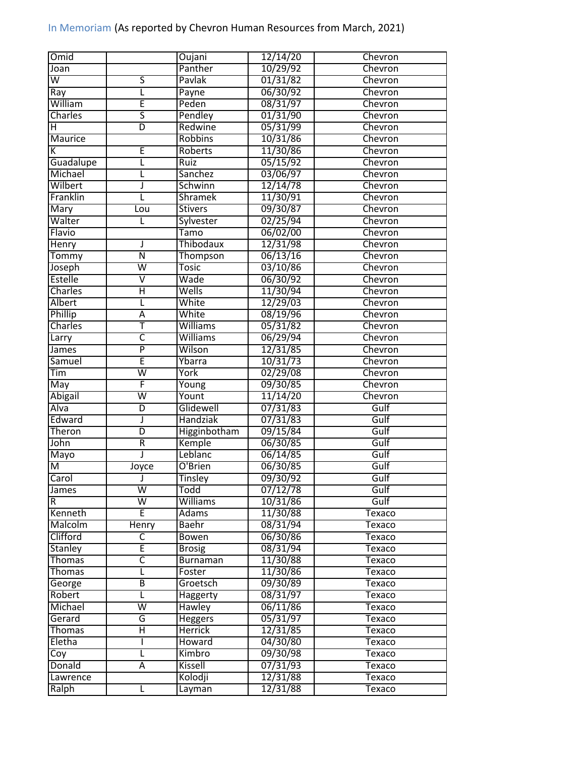In Memoriam (As reported by Chevron Human Resources from March, 2021)

| | | | | |
|---|---|---|---|---|
| Omid | | Oujani | 12/14/20 | Chevron |
| Joan | | Panther | 10/29/92 | Chevron |
| W | S | Pavlak | 01/31/82 | Chevron |
| Ray | L | Payne | 06/30/92 | Chevron |
| William | E | Peden | 08/31/97 | Chevron |
| Charles | S | Pendley | 01/31/90 | Chevron |
| H | D | Redwine | 05/31/99 | Chevron |
| Maurice | | Robbins | 10/31/86 | Chevron |
| K | E | Roberts | 11/30/86 | Chevron |
| Guadalupe | L | Ruiz | 05/15/92 | Chevron |
| Michael | L | Sanchez | 03/06/97 | Chevron |
| Wilbert | J | Schwinn | 12/14/78 | Chevron |
| Franklin | L | Shramek | 11/30/91 | Chevron |
| Mary | Lou | Stivers | 09/30/87 | Chevron |
| Walter | L | Sylvester | 02/25/94 | Chevron |
| Flavio | | Tamo | 06/02/00 | Chevron |
| Henry | J | Thibodaux | 12/31/98 | Chevron |
| Tommy | N | Thompson | 06/13/16 | Chevron |
| Joseph | W | Tosic | 03/10/86 | Chevron |
| Estelle | V | Wade | 06/30/92 | Chevron |
| Charles | H | Wells | 11/30/94 | Chevron |
| Albert | L | White | 12/29/03 | Chevron |
| Phillip | A | White | 08/19/96 | Chevron |
| Charles | T | Williams | 05/31/82 | Chevron |
| Larry | C | Williams | 06/29/94 | Chevron |
| James | P | Wilson | 12/31/85 | Chevron |
| Samuel | E | Ybarra | 10/31/73 | Chevron |
| Tim | W | York | 02/29/08 | Chevron |
| May | F | Young | 09/30/85 | Chevron |
| Abigail | W | Yount | 11/14/20 | Chevron |
| Alva | D | Glidewell | 07/31/83 | Gulf |
| Edward | J | Handziak | 07/31/83 | Gulf |
| Theron | D | Higginbotham | 09/15/84 | Gulf |
| John | R | Kemple | 06/30/85 | Gulf |
| Mayo | J | Leblanc | 06/14/85 | Gulf |
| M | Joyce | O'Brien | 06/30/85 | Gulf |
| Carol | J | Tinsley | 09/30/92 | Gulf |
| James | W | Todd | 07/12/78 | Gulf |
| R | W | Williams | 10/31/86 | Gulf |
| Kenneth | E | Adams | 11/30/88 | Texaco |
| Malcolm | Henry | Baehr | 08/31/94 | Texaco |
| Clifford | C | Bowen | 06/30/86 | Texaco |
| Stanley | E | Brosig | 08/31/94 | Texaco |
| Thomas | C | Burnaman | 11/30/88 | Texaco |
| Thomas | L | Foster | 11/30/86 | Texaco |
| George | B | Groetsch | 09/30/89 | Texaco |
| Robert | L | Haggerty | 08/31/97 | Texaco |
| Michael | W | Hawley | 06/11/86 | Texaco |
| Gerard | G | Heggers | 05/31/97 | Texaco |
| Thomas | H | Herrick | 12/31/85 | Texaco |
| Eletha | I | Howard | 04/30/80 | Texaco |
| Coy | L | Kimbro | 09/30/98 | Texaco |
| Donald | A | Kissell | 07/31/93 | Texaco |
| Lawrence | | Kolodji | 12/31/88 | Texaco |
| Ralph | L | Layman | 12/31/88 | Texaco |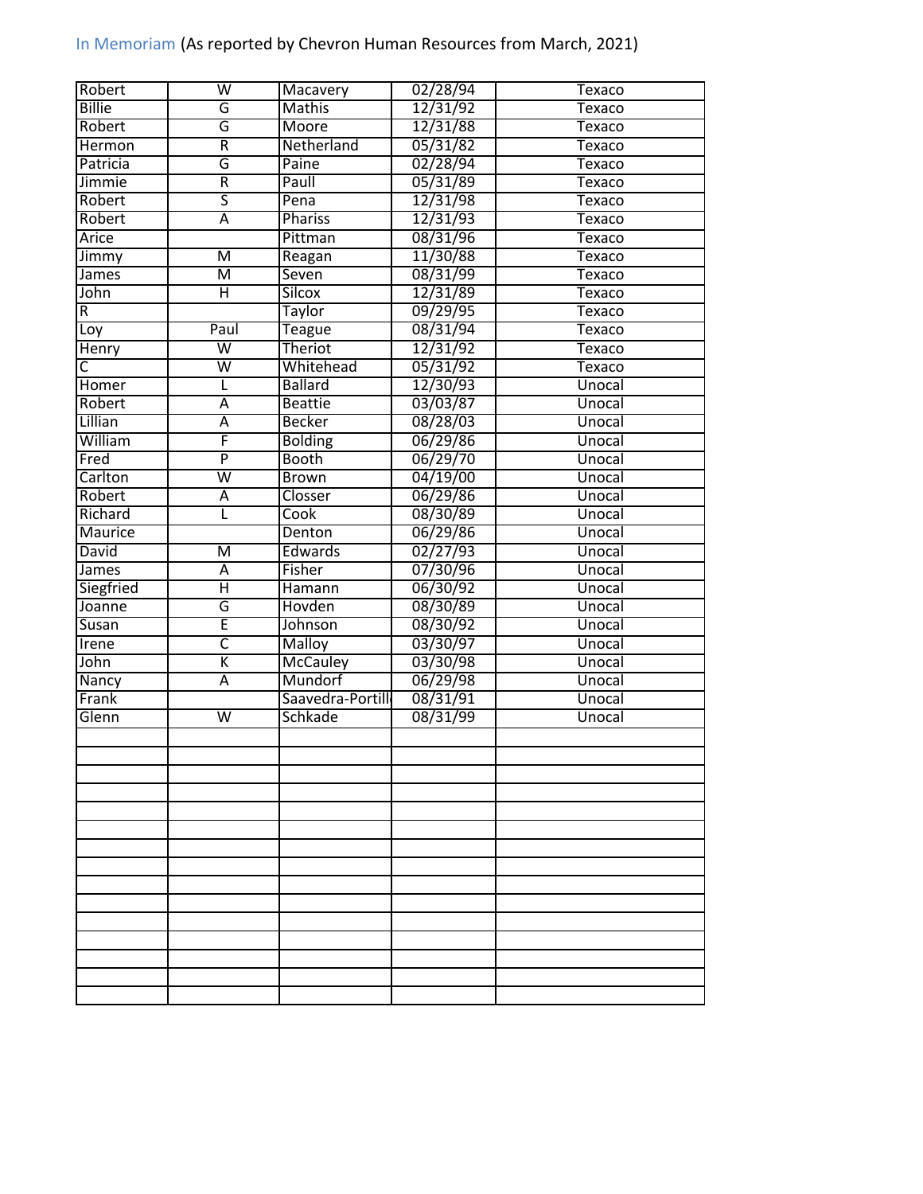In Memoriam (As reported by Chevron Human Resources from March, 2021)

| | | | | |
|---|---|---|---|---|
| Robert | W | Macavery | 02/28/94 | Texaco |
| Billie | G | Mathis | 12/31/92 | Texaco |
| Robert | G | Moore | 12/31/88 | Texaco |
| Hermon | R | Netherland | 05/31/82 | Texaco |
| Patricia | G | Paine | 02/28/94 | Texaco |
| Jimmie | R | Paull | 05/31/89 | Texaco |
| Robert | S | Pena | 12/31/98 | Texaco |
| Robert | A | Phariss | 12/31/93 | Texaco |
| Arice | | Pittman | 08/31/96 | Texaco |
| Jimmy | M | Reagan | 11/30/88 | Texaco |
| James | M | Seven | 08/31/99 | Texaco |
| John | H | Silcox | 12/31/89 | Texaco |
| R | | Taylor | 09/29/95 | Texaco |
| Loy | Paul | Teague | 08/31/94 | Texaco |
| Henry | W | Theriot | 12/31/92 | Texaco |
| C | W | Whitehead | 05/31/92 | Texaco |
| Homer | L | Ballard | 12/30/93 | Unocal |
| Robert | A | Beattie | 03/03/87 | Unocal |
| Lillian | A | Becker | 08/28/03 | Unocal |
| William | F | Bolding | 06/29/86 | Unocal |
| Fred | P | Booth | 06/29/70 | Unocal |
| Carlton | W | Brown | 04/19/00 | Unocal |
| Robert | A | Closser | 06/29/86 | Unocal |
| Richard | L | Cook | 08/30/89 | Unocal |
| Maurice | | Denton | 06/29/86 | Unocal |
| David | M | Edwards | 02/27/93 | Unocal |
| James | A | Fisher | 07/30/96 | Unocal |
| Siegfried | H | Hamann | 06/30/92 | Unocal |
| Joanne | G | Hovden | 08/30/89 | Unocal |
| Susan | E | Johnson | 08/30/92 | Unocal |
| Irene | C | Malloy | 03/30/97 | Unocal |
| John | K | McCauley | 03/30/98 | Unocal |
| Nancy | A | Mundorf | 06/29/98 | Unocal |
| Frank | | Saavedra-Portill | 08/31/91 | Unocal |
| Glenn | W | Schkade | 08/31/99 | Unocal |